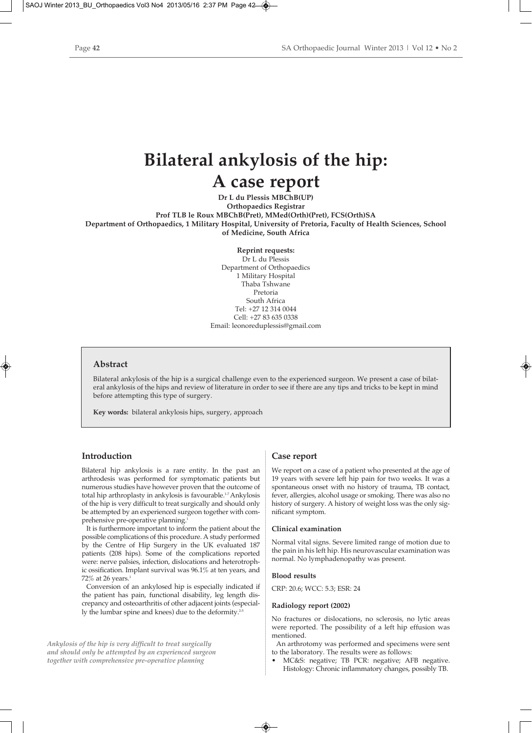# Bilateral ankylosis of the hip: A case report

**Dr L du Plessis MBChB(UP)**
**Orthopaedics Registrar**
**Prof TLB le Roux MBChB(Pret), MMed(Orth)(Pret), FCS(Orth)SA**
**Department of Orthopaedics, 1 Military Hospital, University of Pretoria, Faculty of Health Sciences, School of Medicine, South Africa**

**Reprint requests:**
Dr L du Plessis
Department of Orthopaedics
1 Military Hospital
Thaba Tshwane
Pretoria
South Africa
Tel: +27 12 314 0044
Cell: +27 83 635 0338
Email: leonoreduplessis@gmail.com

## Abstract

Bilateral ankylosis of the hip is a surgical challenge even to the experienced surgeon. We present a case of bilateral ankylosis of the hips and review of literature in order to see if there are any tips and tricks to be kept in mind before attempting this type of surgery.

**Key words:** bilateral ankylosis hips, surgery, approach

## Introduction

Bilateral hip ankylosis is a rare entity. In the past an arthrodesis was performed for symptomatic patients but numerous studies have however proven that the outcome of total hip arthroplasty in ankylosis is favourable.[1-7] Ankylosis of the hip is very difficult to treat surgically and should only be attempted by an experienced surgeon together with comprehensive pre-operative planning.[1]

It is furthermore important to inform the patient about the possible complications of this procedure. A study performed by the Centre of Hip Surgery in the UK evaluated 187 patients (208 hips). Some of the complications reported were: nerve palsies, infection, dislocations and heterotrophic ossification. Implant survival was 96.1% at ten years, and 72% at 26 years.[1]

Conversion of an ankylosed hip is especially indicated if the patient has pain, functional disability, leg length discrepancy and osteoarthritis of other adjacent joints (especially the lumbar spine and knees) due to the deformity.[2-5]

*Ankylosis of the hip is very difficult to treat surgically and should only be attempted by an experienced surgeon together with comprehensive pre-operative planning*

## Case report

We report on a case of a patient who presented at the age of 19 years with severe left hip pain for two weeks. It was a spontaneous onset with no history of trauma, TB contact, fever, allergies, alcohol usage or smoking. There was also no history of surgery. A history of weight loss was the only significant symptom.

### Clinical examination

Normal vital signs. Severe limited range of motion due to the pain in his left hip. His neurovascular examination was normal. No lymphadenopathy was present.

### Blood results

CRP: 20.6; WCC: 5.3; ESR: 24

### Radiology report (2002)

No fractures or dislocations, no sclerosis, no lytic areas were reported. The possibility of a left hip effusion was mentioned.

An arthrotomy was performed and specimens were sent to the laboratory. The results were as follows:

- MC&S: negative; TB PCR: negative; AFB negative. Histology: Chronic inflammatory changes, possibly TB.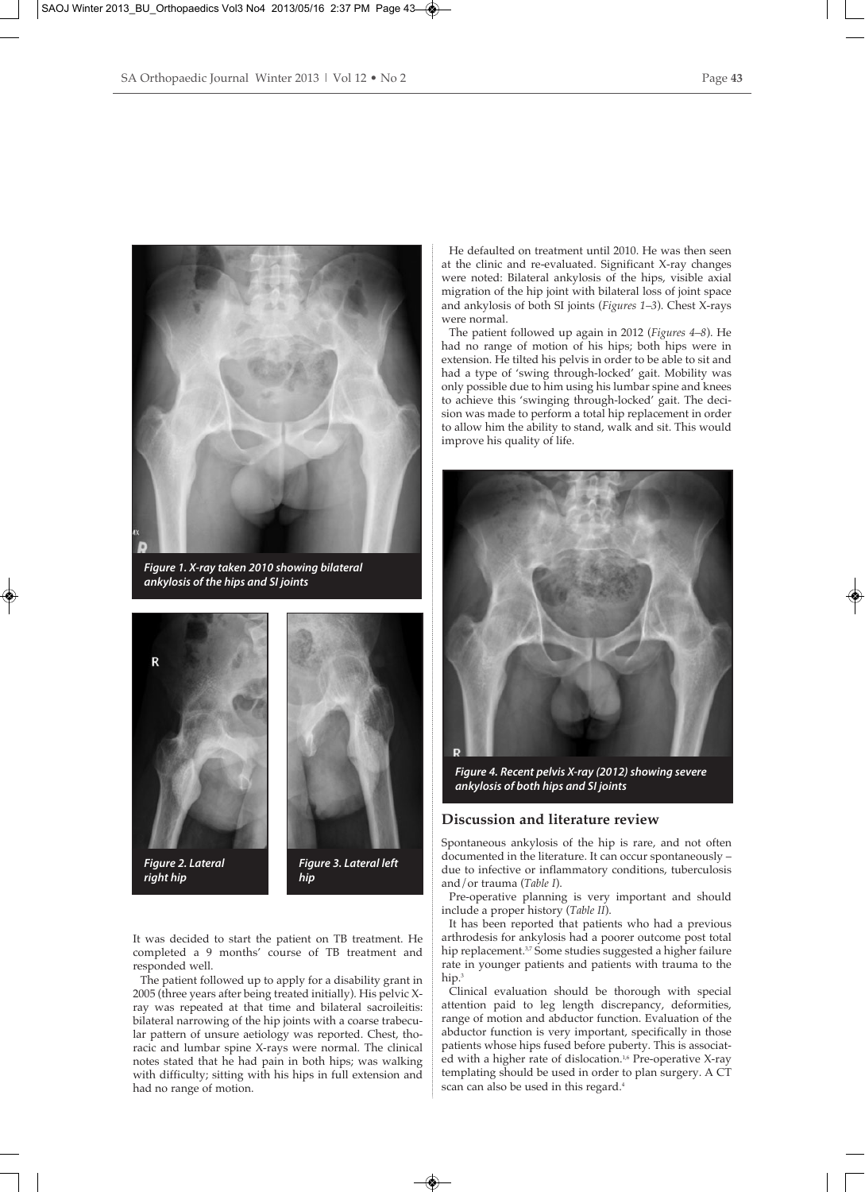Figure 1. X-ray taken 2010 showing bilateral ankylosis of the hips and SI joints

Figure 2. Lateral right hip

Figure 3. Lateral left hip

It was decided to start the patient on TB treatment. He completed a 9 months' course of TB treatment and responded well.

The patient followed up to apply for a disability grant in 2005 (three years after being treated initially). His pelvic X-ray was repeated at that time and bilateral sacroileitis: bilateral narrowing of the hip joints with a coarse trabecular pattern of unsure aetiology was reported. Chest, thoracic and lumbar spine X-rays were normal. The clinical notes stated that he had pain in both hips; was walking with difficulty; sitting with his hips in full extension and had no range of motion.

He defaulted on treatment until 2010. He was then seen at the clinic and re-evaluated. Significant X-ray changes were noted: Bilateral ankylosis of the hips, visible axial migration of the hip joint with bilateral loss of joint space and ankylosis of both SI joints (*Figures 1–3*). Chest X-rays were normal.

The patient followed up again in 2012 (*Figures 4–8*). He had no range of motion of his hips; both hips were in extension. He tilted his pelvis in order to be able to sit and had a type of 'swing through-locked' gait. Mobility was only possible due to him using his lumbar spine and knees to achieve this 'swinging through-locked' gait. The decision was made to perform a total hip replacement in order to allow him the ability to stand, walk and sit. This would improve his quality of life.

Figure 4. Recent pelvis X-ray (2012) showing severe ankylosis of both hips and SI joints

## Discussion and literature review

Spontaneous ankylosis of the hip is rare, and not often documented in the literature. It can occur spontaneously – due to infective or inflammatory conditions, tuberculosis and/or trauma (*Table I*).

Pre-operative planning is very important and should include a proper history (*Table II*).

It has been reported that patients who had a previous arthrodesis for ankylosis had a poorer outcome post total hip replacement.[3,7] Some studies suggested a higher failure rate in younger patients and patients with trauma to the hip.[3]

Clinical evaluation should be thorough with special attention paid to leg length discrepancy, deformities, range of motion and abductor function. Evaluation of the abductor function is very important, specifically in those patients whose hips fused before puberty. This is associated with a higher rate of dislocation.[1,6] Pre-operative X-ray templating should be used in order to plan surgery. A CT scan can also be used in this regard.[4]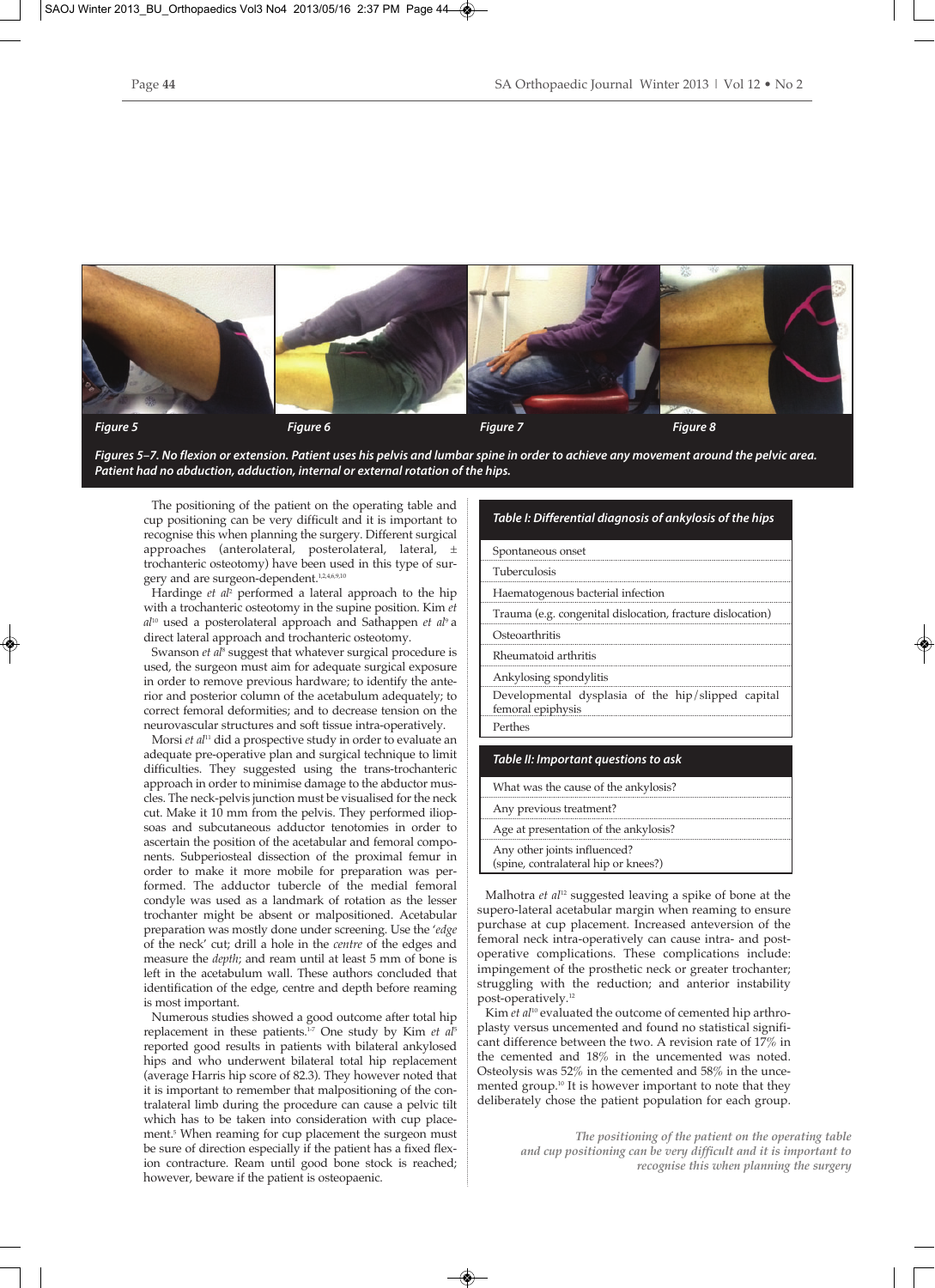Figure 5

Figure 6

Figure 7

Figure 8

*Figures 5–7. No flexion or extension. Patient uses his pelvis and lumbar spine in order to achieve any movement around the pelvic area. Patient had no abduction, adduction, internal or external rotation of the hips.*

The positioning of the patient on the operating table and cup positioning can be very difficult and it is important to recognise this when planning the surgery. Different surgical approaches (anterolateral, posterolateral, lateral, ± trochanteric osteotomy) have been used in this type of surgery and are surgeon-dependent.[1,2,4,6,9,10]

Hardinge *et al*[2] performed a lateral approach to the hip with a trochanteric osteotomy in the supine position. Kim *et al*[10] used a posterolateral approach and Sathappen *et al*[9] a direct lateral approach and trochanteric osteotomy.

Swanson *et al*[8] suggest that whatever surgical procedure is used, the surgeon must aim for adequate surgical exposure in order to remove previous hardware; to identify the anterior and posterior column of the acetabulum adequately; to correct femoral deformities; and to decrease tension on the neurovascular structures and soft tissue intra-operatively.

Morsi *et al*[11] did a prospective study in order to evaluate an adequate pre-operative plan and surgical technique to limit difficulties. They suggested using the trans-trochanteric approach in order to minimise damage to the abductor muscles. The neck-pelvis junction must be visualised for the neck cut. Make it 10 mm from the pelvis. They performed iliopsoas and subcutaneous adductor tenotomies in order to ascertain the position of the acetabular and femoral components. Subperiosteal dissection of the proximal femur in order to make it more mobile for preparation was performed. The adductor tubercle of the medial femoral condyle was used as a landmark of rotation as the lesser trochanter might be absent or malpositioned. Acetabular preparation was mostly done under screening. Use the '*edge* of the neck' cut; drill a hole in the *centre* of the edges and measure the *depth*; and ream until at least 5 mm of bone is left in the acetabulum wall. These authors concluded that identification of the edge, centre and depth before reaming is most important.

Numerous studies showed a good outcome after total hip replacement in these patients.[1-7] One study by Kim *et al*[5] reported good results in patients with bilateral ankylosed hips and who underwent bilateral total hip replacement (average Harris hip score of 82.3). They however noted that it is important to remember that malpositioning of the contralateral limb during the procedure can cause a pelvic tilt which has to be taken into consideration with cup placement.[5] When reaming for cup placement the surgeon must be sure of direction especially if the patient has a fixed flexion contracture. Ream until good bone stock is reached; however, beware if the patient is osteopaenic.

| *Table I: Differential diagnosis of ankylosis of the hips* |
|---|
| Spontaneous onset |
| Tuberculosis |
| Haematogenous bacterial infection |
| Trauma (e.g. congenital dislocation, fracture dislocation) |
| Osteoarthritis |
| Rheumatoid arthritis |
| Ankylosing spondylitis |
| Developmental dysplasia of the hip/slipped capital femoral epiphysis |
| Perthes |

| *Table II: Important questions to ask* |
|---|
| What was the cause of the ankylosis? |
| Any previous treatment? |
| Age at presentation of the ankylosis? |
| Any other joints influenced? (spine, contralateral hip or knees?) |

Malhotra *et al*[12] suggested leaving a spike of bone at the supero-lateral acetabular margin when reaming to ensure purchase at cup placement. Increased anteversion of the femoral neck intra-operatively can cause intra- and post-operative complications. These complications include: impingement of the prosthetic neck or greater trochanter; struggling with the reduction; and anterior instability post-operatively.[12]

Kim *et al*[10] evaluated the outcome of cemented hip arthroplasty versus uncemented and found no statistical significant difference between the two. A revision rate of 17% in the cemented and 18% in the uncemented was noted. Osteolysis was 52% in the cemented and 58% in the uncemented group.[10] It is however important to note that they deliberately chose the patient population for each group.

*The positioning of the patient on the operating table and cup positioning can be very difficult and it is important to recognise this when planning the surgery*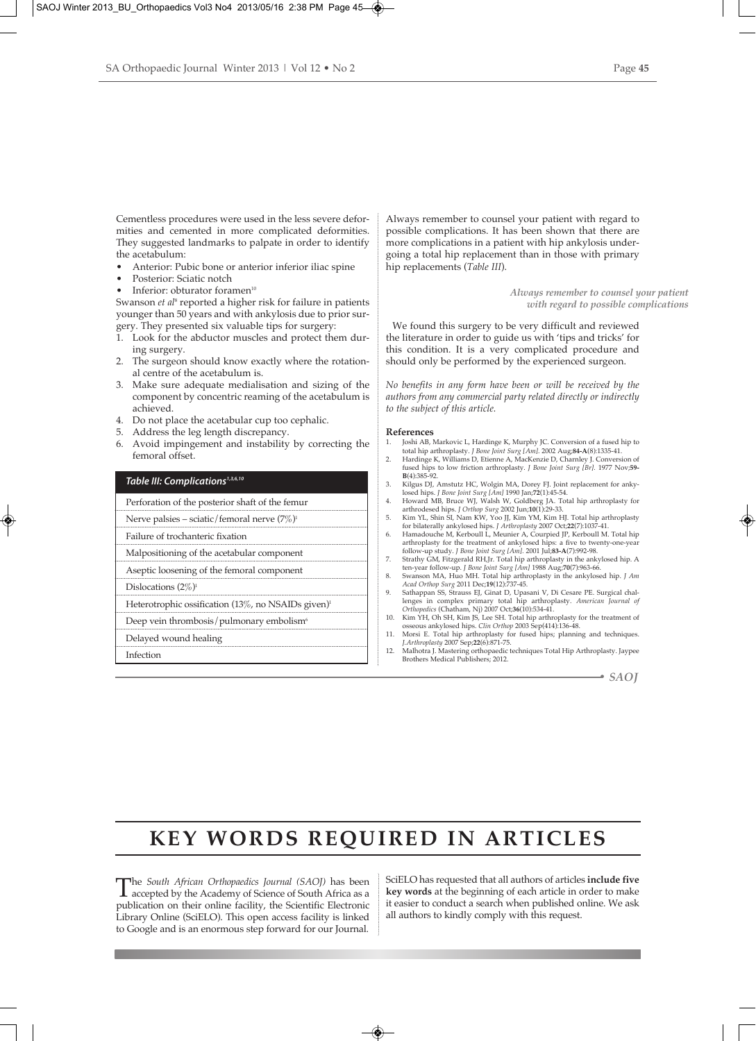Cementless procedures were used in the less severe deformities and cemented in more complicated deformities. They suggested landmarks to palpate in order to identify the acetabulum:

- Anterior: Pubic bone or anterior inferior iliac spine
- Posterior: Sciatic notch
- Inferior: obturator foramen[10]

Swanson *et al*[8] reported a higher risk for failure in patients younger than 50 years and with ankylosis due to prior surgery. They presented six valuable tips for surgery:

1. Look for the abductor muscles and protect them during surgery.
2. The surgeon should know exactly where the rotational centre of the acetabulum is.
3. Make sure adequate medialisation and sizing of the component by concentric reaming of the acetabulum is achieved.
4. Do not place the acetabular cup too cephalic.
5. Address the leg length discrepancy.
6. Avoid impingement and instability by correcting the femoral offset.

| *Table III: Complications[1,3,6,10]* |
|---|
| Perforation of the posterior shaft of the femur |
| Nerve palsies – sciatic/femoral nerve (7%)[1] |
| Failure of trochanteric fixation |
| Malpositioning of the acetabular component |
| Aseptic loosening of the femoral component |
| Dislocations (2%)[1] |
| Heterotrophic ossification (13%, no NSAIDs given)[1] |
| Deep vein thrombosis/pulmonary embolism[6] |
| Delayed wound healing |
| Infection |

Always remember to counsel your patient with regard to possible complications. It has been shown that there are more complications in a patient with hip ankylosis undergoing a total hip replacement than in those with primary hip replacements (*Table III*).

*Always remember to counsel your patient with regard to possible complications*

We found this surgery to be very difficult and reviewed the literature in order to guide us with 'tips and tricks' for this condition. It is a very complicated procedure and should only be performed by the experienced surgeon.

*No benefits in any form have been or will be received by the authors from any commercial party related directly or indirectly to the subject of this article.*

## References

1. Joshi AB, Markovic L, Hardinge K, Murphy JC. Conversion of a fused hip to total hip arthroplasty. *J Bone Joint Surg [Am].* 2002 Aug;**84-A**(8):1335-41.
2. Hardinge K, Williams D, Etienne A, MacKenzie D, Charnley J. Conversion of fused hips to low friction arthroplasty. *J Bone Joint Surg [Br].* 1977 Nov;**59-B**(4):385-92.
3. Kilgus DJ, Amstutz HC, Wolgin MA, Dorey FJ. Joint replacement for ankylosed hips. *J Bone Joint Surg [Am]* 1990 Jan;**72**(1):45-54.
4. Howard MB, Bruce WJ, Walsh W, Goldberg JA. Total hip arthroplasty for arthrodesed hips. *J Orthop Surg* 2002 Jun;**10**(1):29-33.
5. Kim YL, Shin SI, Nam KW, Yoo JJ, Kim YM, Kim HJ. Total hip arthroplasty for bilaterally ankylosed hips. *J Arthroplasty* 2007 Oct;**22**(7):1037-41.
6. Hamadouche M, Kerboull L, Meunier A, Courpied JP, Kerboull M. Total hip arthroplasty for the treatment of ankylosed hips: a five to twenty-one-year follow-up study. *J Bone Joint Surg [Am].* 2001 Jul;**83-A**(7):992-98.
7. Strathy GM, Fitzgerald RH,Jr. Total hip arthroplasty in the ankylosed hip. A ten-year follow-up. *J Bone Joint Surg [Am]* 1988 Aug;**70**(7):963-66.
8. Swanson MA, Huo MH. Total hip arthroplasty in the ankylosed hip. *J Am Acad Orthop Surg* 2011 Dec;**19**(12):737-45.
9. Sathappan SS, Strauss EJ, Ginat D, Upasani V, Di Cesare PE. Surgical challenges in complex primary total hip arthroplasty. *American Journal of Orthopedics* (Chatham, Nj) 2007 Oct;**36**(10):534-41.
10. Kim YH, Oh SH, Kim JS, Lee SH. Total hip arthroplasty for the treatment of osseous ankylosed hips. *Clin Orthop* 2003 Sep(414):136-48.
11. Morsi E. Total hip arthroplasty for fused hips; planning and techniques. *J.Arthroplasty* 2007 Sep;**22**(6):871-75.
12. Malhotra J. Mastering orthopaedic techniques Total Hip Arthroplasty. Jaypee Brothers Medical Publishers; 2012.

# KEY WORDS REQUIRED IN ARTICLES

The *South African Orthopaedics Journal (SAOJ)* has been accepted by the Academy of Science of South Africa as a publication on their online facility, the Scientific Electronic Library Online (SciELO). This open access facility is linked to Google and is an enormous step forward for our Journal.

SciELO has requested that all authors of articles **include five key words** at the beginning of each article in order to make it easier to conduct a search when published online. We ask all authors to kindly comply with this request.